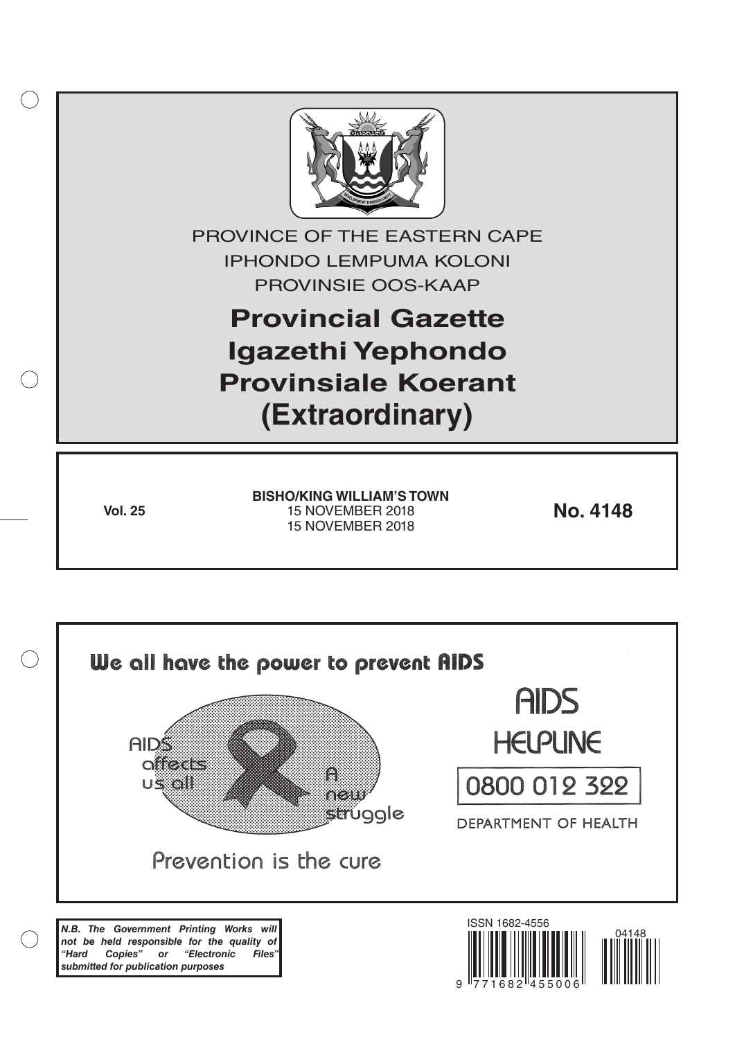PROVINCE OF THE EASTERN CAPE

IPHONDO LEMPUMA KOLONI

PROVINSIE OOS-KAAP

# Provincial Gazette
# Igazethi Yephondo
# Provinsiale Koerant
# (Extraordinary)

**Vol. 25**

**BISHO/KING WILLIAM'S TOWN**
15 NOVEMBER 2018
15 NOVEMBER 2018

**No. 4148**

**We all have the power to prevent AIDS**

AIDS affects us all

A new struggle

Prevention is the cure

AIDS HELPLINE

0800 012 322

DEPARTMENT OF HEALTH

***N.B. The Government Printing Works will not be held responsible for the quality of "Hard Copies" or "Electronic Files" submitted for publication purposes***

ISSN 1682-4556

9 771682 455006

04148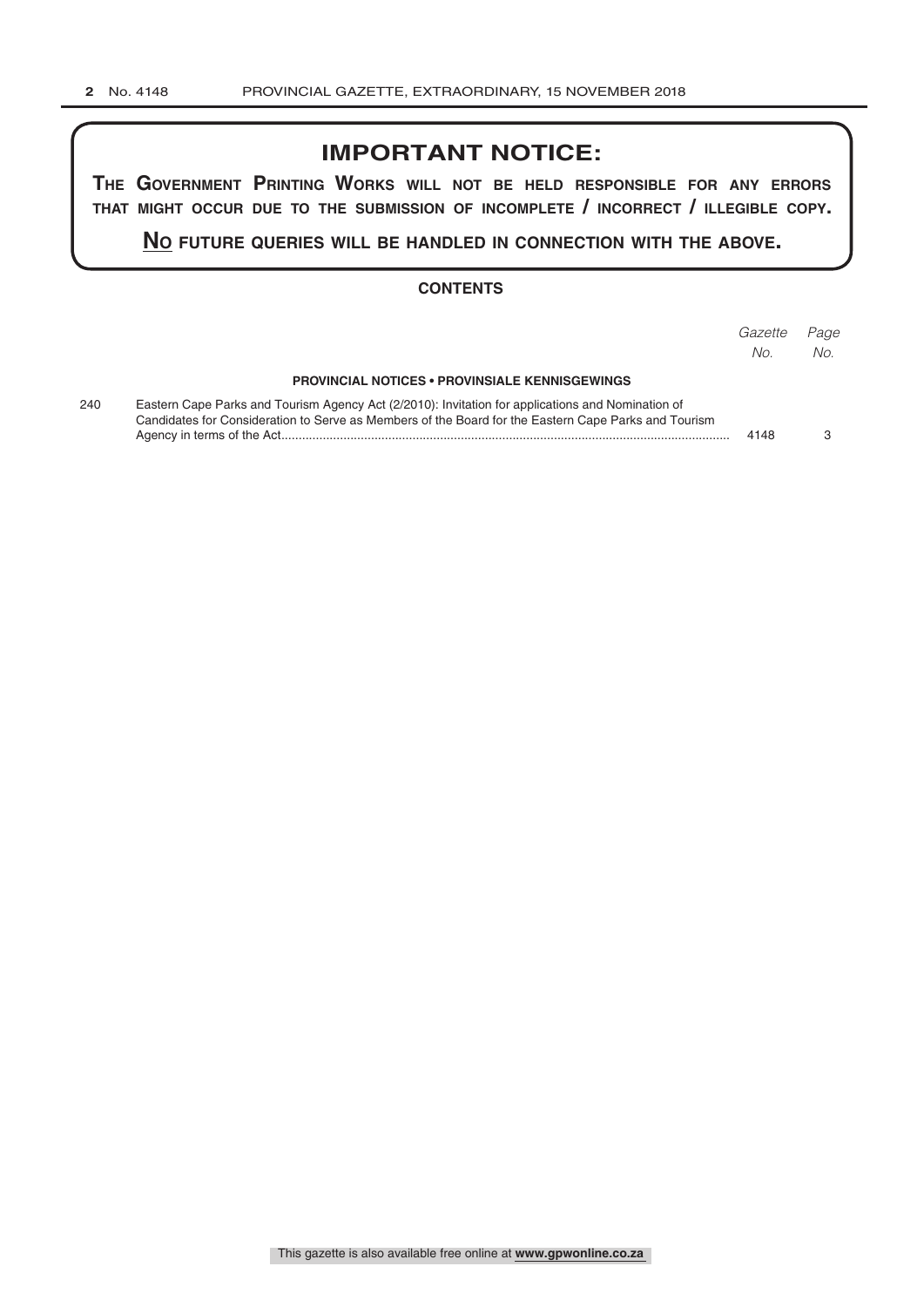# IMPORTANT NOTICE:

**THE GOVERNMENT PRINTING WORKS WILL NOT BE HELD RESPONSIBLE FOR ANY ERRORS THAT MIGHT OCCUR DUE TO THE SUBMISSION OF INCOMPLETE / INCORRECT / ILLEGIBLE COPY.**

**NO FUTURE QUERIES WILL BE HANDLED IN CONNECTION WITH THE ABOVE.**

## CONTENTS

| | | *Gazette No.* | *Page No.* |
|---|---|---|---|
| | **PROVINCIAL NOTICES • PROVINSIALE KENNISGEWINGS** | | |
| 240 | Eastern Cape Parks and Tourism Agency Act (2/2010): Invitation for applications and Nomination of Candidates for Consideration to Serve as Members of the Board for the Eastern Cape Parks and Tourism Agency in terms of the Act | 4148 | 3 |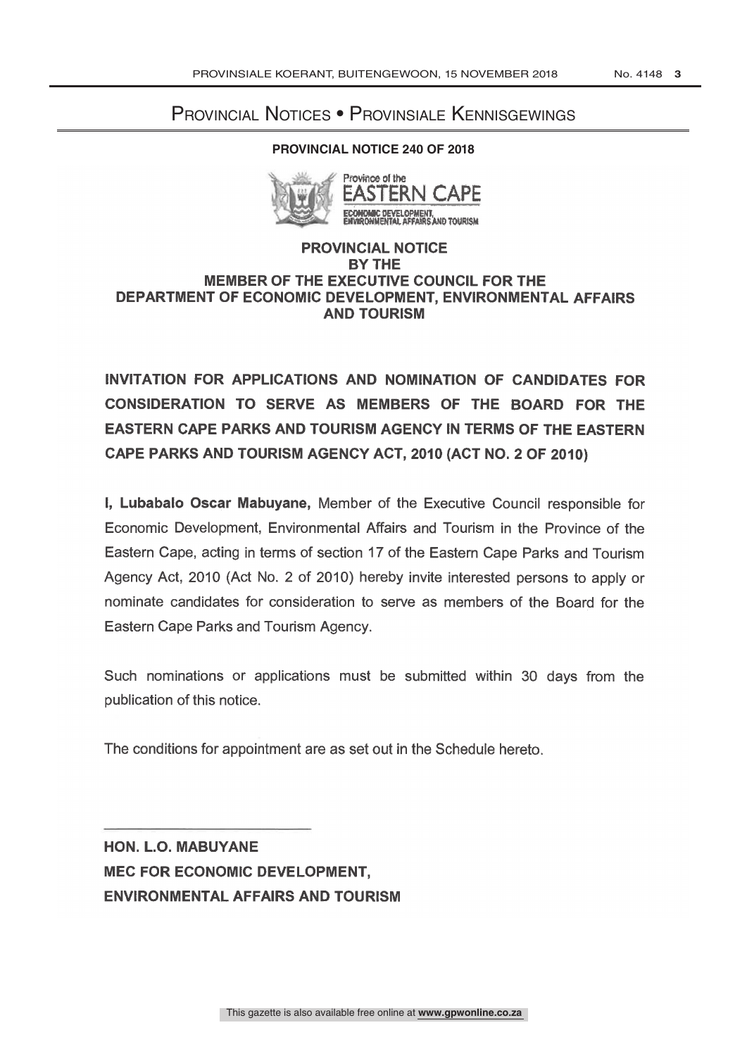# Provincial Notices • Provinsiale Kennisgewings

## PROVINCIAL NOTICE 240 OF 2018

Province of the
EASTERN CAPE
ECONOMIC DEVELOPMENT, ENVIRONMENTAL AFFAIRS AND TOURISM

**PROVINCIAL NOTICE BY THE MEMBER OF THE EXECUTIVE COUNCIL FOR THE DEPARTMENT OF ECONOMIC DEVELOPMENT, ENVIRONMENTAL AFFAIRS AND TOURISM**

**INVITATION FOR APPLICATIONS AND NOMINATION OF CANDIDATES FOR CONSIDERATION TO SERVE AS MEMBERS OF THE BOARD FOR THE EASTERN CAPE PARKS AND TOURISM AGENCY IN TERMS OF THE EASTERN CAPE PARKS AND TOURISM AGENCY ACT, 2010 (ACT NO. 2 OF 2010)**

**I, Lubabalo Oscar Mabuyane,** Member of the Executive Council responsible for Economic Development, Environmental Affairs and Tourism in the Province of the Eastern Cape, acting in terms of section 17 of the Eastern Cape Parks and Tourism Agency Act, 2010 (Act No. 2 of 2010) hereby invite interested persons to apply or nominate candidates for consideration to serve as members of the Board for the Eastern Cape Parks and Tourism Agency.

Such nominations or applications must be submitted within 30 days from the publication of this notice.

The conditions for appointment are as set out in the Schedule hereto.

**HON. L.O. MABUYANE**
**MEC FOR ECONOMIC DEVELOPMENT,**
**ENVIRONMENTAL AFFAIRS AND TOURISM**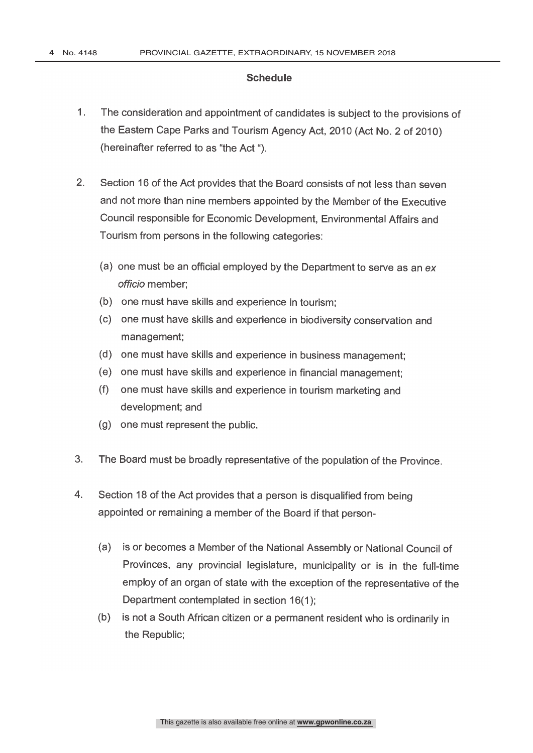## Schedule

1. The consideration and appointment of candidates is subject to the provisions of the Eastern Cape Parks and Tourism Agency Act, 2010 (Act No. 2 of 2010) (hereinafter referred to as "the Act ").

2. Section 16 of the Act provides that the Board consists of not less than seven and not more than nine members appointed by the Member of the Executive Council responsible for Economic Development, Environmental Affairs and Tourism from persons in the following categories:

   (a) one must be an official employed by the Department to serve as an *ex officio* member;
   
   (b) one must have skills and experience in tourism;
   
   (c) one must have skills and experience in biodiversity conservation and management;
   
   (d) one must have skills and experience in business management;
   
   (e) one must have skills and experience in financial management;
   
   (f) one must have skills and experience in tourism marketing and development; and
   
   (g) one must represent the public.

3. The Board must be broadly representative of the population of the Province.

4. Section 18 of the Act provides that a person is disqualified from being appointed or remaining a member of the Board if that person-

   (a) is or becomes a Member of the National Assembly or National Council of Provinces, any provincial legislature, municipality or is in the full-time employ of an organ of state with the exception of the representative of the Department contemplated in section 16(1);
   
   (b) is not a South African citizen or a permanent resident who is ordinarily in the Republic;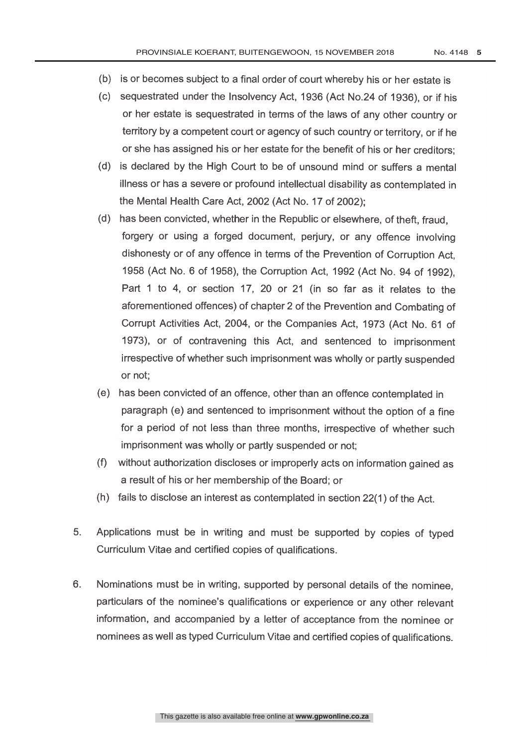(b) is or becomes subject to a final order of court whereby his or her estate is

(c) sequestrated under the Insolvency Act, 1936 (Act No.24 of 1936), or if his or her estate is sequestrated in terms of the laws of any other country or territory by a competent court or agency of such country or territory, or if he or she has assigned his or her estate for the benefit of his or her creditors;

(d) is declared by the High Court to be of unsound mind or suffers a mental illness or has a severe or profound intellectual disability as contemplated in the Mental Health Care Act, 2002 (Act No. 17 of 2002);

(d) has been convicted, whether in the Republic or elsewhere, of theft, fraud, forgery or using a forged document, perjury, or any offence involving dishonesty or of any offence in terms of the Prevention of Corruption Act, 1958 (Act No. 6 of 1958), the Corruption Act, 1992 (Act No. 94 of 1992), Part 1 to 4, or section 17, 20 or 21 (in so far as it relates to the aforementioned offences) of chapter 2 of the Prevention and Combating of Corrupt Activities Act, 2004, or the Companies Act, 1973 (Act No. 61 of 1973), or of contravening this Act, and sentenced to imprisonment irrespective of whether such imprisonment was wholly or partly suspended or not;

(e) has been convicted of an offence, other than an offence contemplated in paragraph (e) and sentenced to imprisonment without the option of a fine for a period of not less than three months, irrespective of whether such imprisonment was wholly or partly suspended or not;

(f) without authorization discloses or improperly acts on information gained as a result of his or her membership of the Board; or

(h) fails to disclose an interest as contemplated in section 22(1) of the Act.

5. Applications must be in writing and must be supported by copies of typed Curriculum Vitae and certified copies of qualifications.

6. Nominations must be in writing, supported by personal details of the nominee, particulars of the nominee's qualifications or experience or any other relevant information, and accompanied by a letter of acceptance from the nominee or nominees as well as typed Curriculum Vitae and certified copies of qualifications.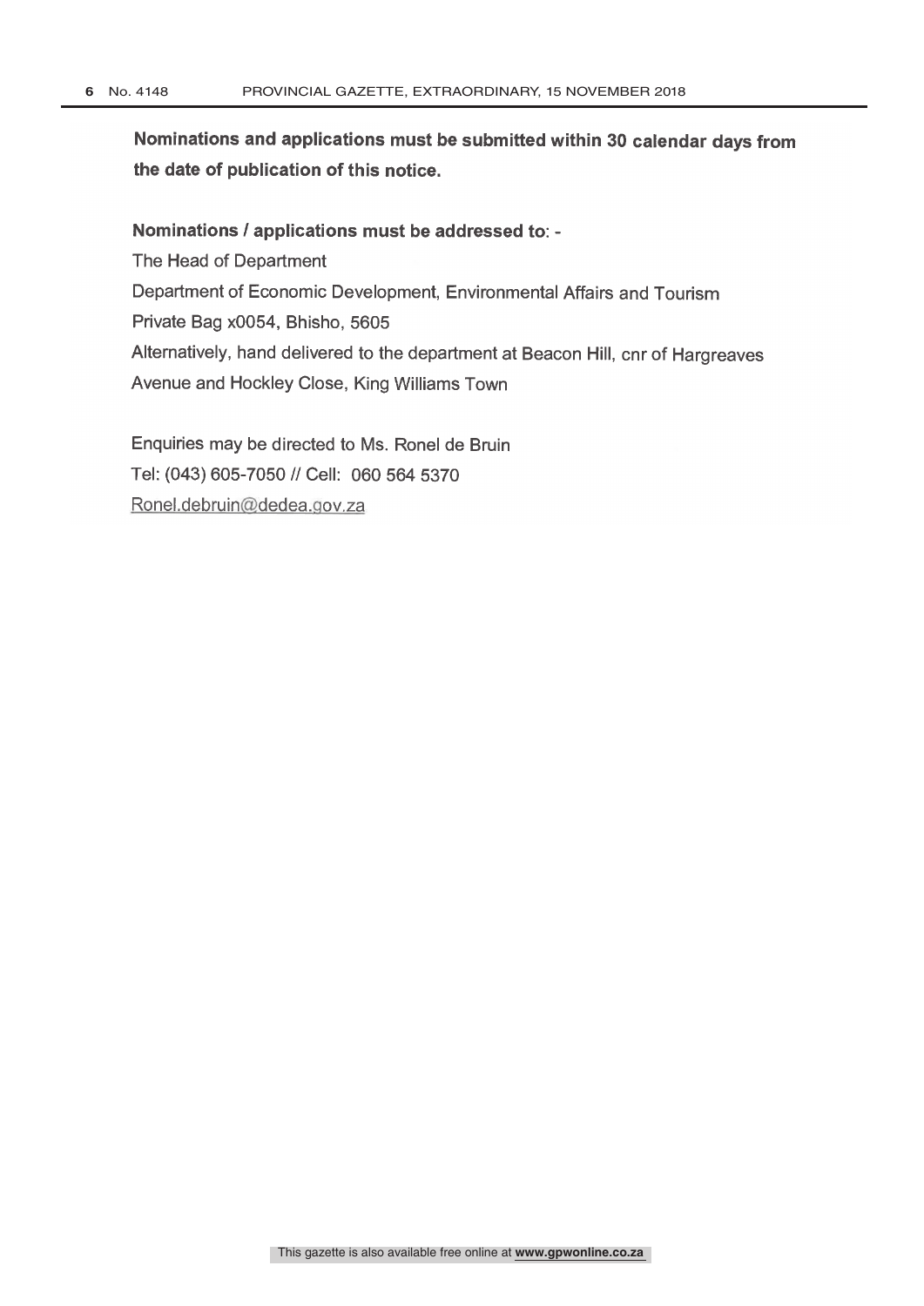**Nominations and applications must be submitted within 30 calendar days from the date of publication of this notice.**

**Nominations / applications must be addressed to**: -

The Head of Department

Department of Economic Development, Environmental Affairs and Tourism

Private Bag x0054, Bhisho, 5605

Alternatively, hand delivered to the department at Beacon Hill, cnr of Hargreaves Avenue and Hockley Close, King Williams Town

Enquiries may be directed to Ms. Ronel de Bruin

Tel: (043) 605-7050 // Cell: 060 564 5370

Ronel.debruin@dedea.gov.za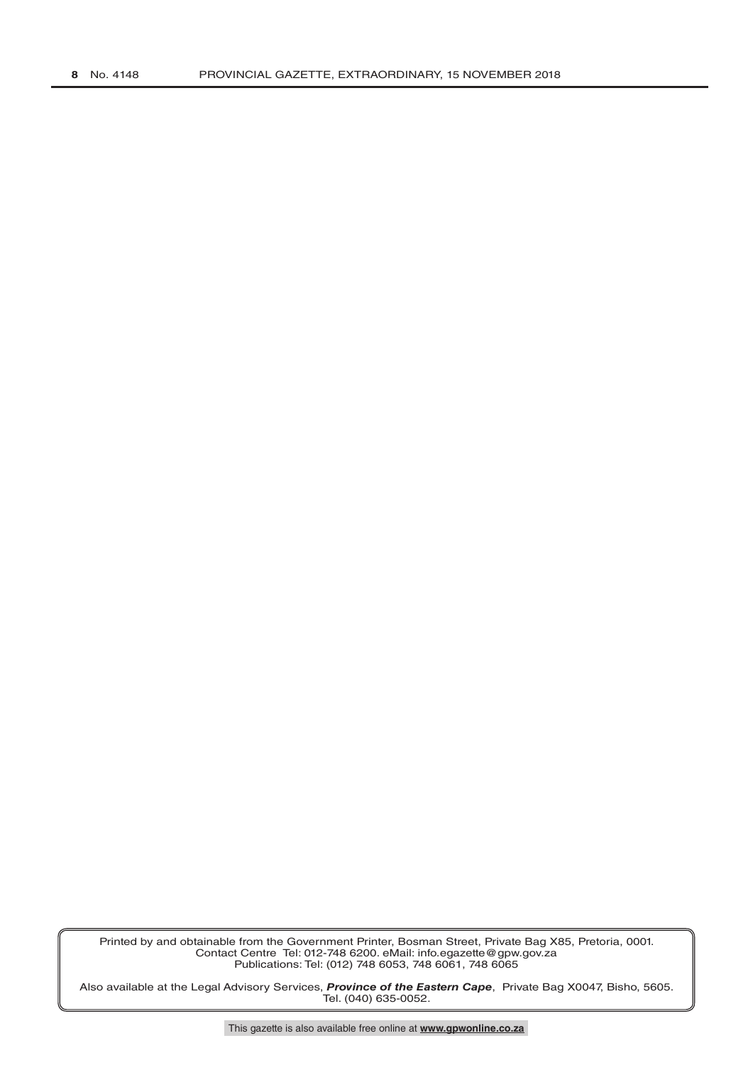Printed by and obtainable from the Government Printer, Bosman Street, Private Bag X85, Pretoria, 0001.
Contact Centre Tel: 012-748 6200. eMail: info.egazette@gpw.gov.za
Publications: Tel: (012) 748 6053, 748 6061, 748 6065

Also available at the Legal Advisory Services, ***Province of the Eastern Cape***, Private Bag X0047, Bisho, 5605.
Tel. (040) 635-0052.

This gazette is also available free online at **www.gpwonline.co.za**